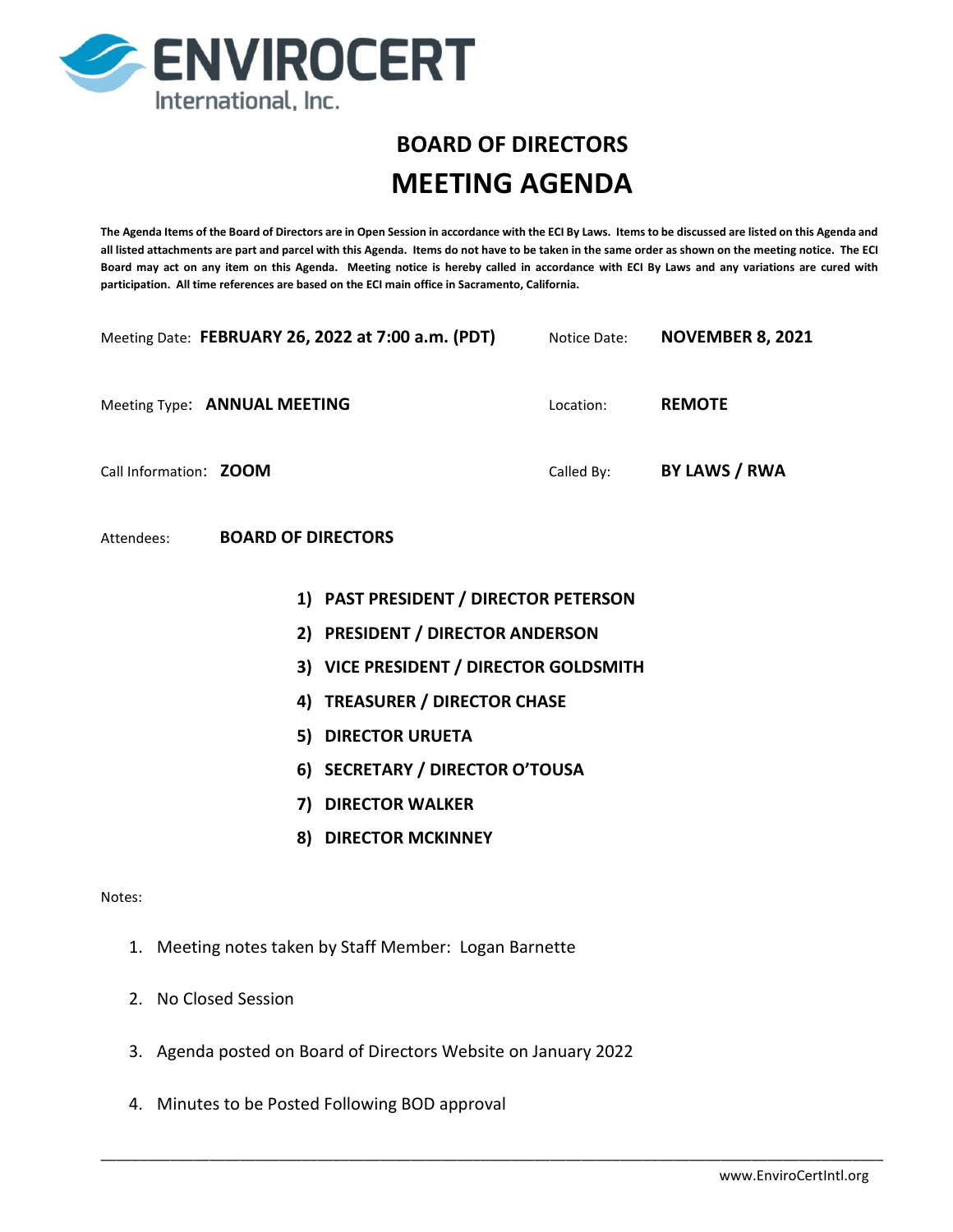ENVIROCERT
International, Inc.

# BOARD OF DIRECTORS
# MEETING AGENDA

**The Agenda Items of the Board of Directors are in Open Session in accordance with the ECI By Laws. Items to be discussed are listed on this Agenda and all listed attachments are part and parcel with this Agenda. Items do not have to be taken in the same order as shown on the meeting notice. The ECI Board may act on any item on this Agenda. Meeting notice is hereby called in accordance with ECI By Laws and any variations are cured with participation. All time references are based on the ECI main office in Sacramento, California.**

Meeting Date: **FEBRUARY 26, 2022 at 7:00 a.m. (PDT)**

Notice Date: **NOVEMBER 8, 2021**

Meeting Type: **ANNUAL MEETING**

Location: **REMOTE**

Call Information: **ZOOM**

Called By: **BY LAWS / RWA**

Attendees: **BOARD OF DIRECTORS**

1) **PAST PRESIDENT / DIRECTOR PETERSON**
2) **PRESIDENT / DIRECTOR ANDERSON**
3) **VICE PRESIDENT / DIRECTOR GOLDSMITH**
4) **TREASURER / DIRECTOR CHASE**
5) **DIRECTOR URUETA**
6) **SECRETARY / DIRECTOR O'TOUSA**
7) **DIRECTOR WALKER**
8) **DIRECTOR MCKINNEY**

Notes:

1. Meeting notes taken by Staff Member: Logan Barnette
2. No Closed Session
3. Agenda posted on Board of Directors Website on January 2022
4. Minutes to be Posted Following BOD approval

www.EnviroCertIntl.org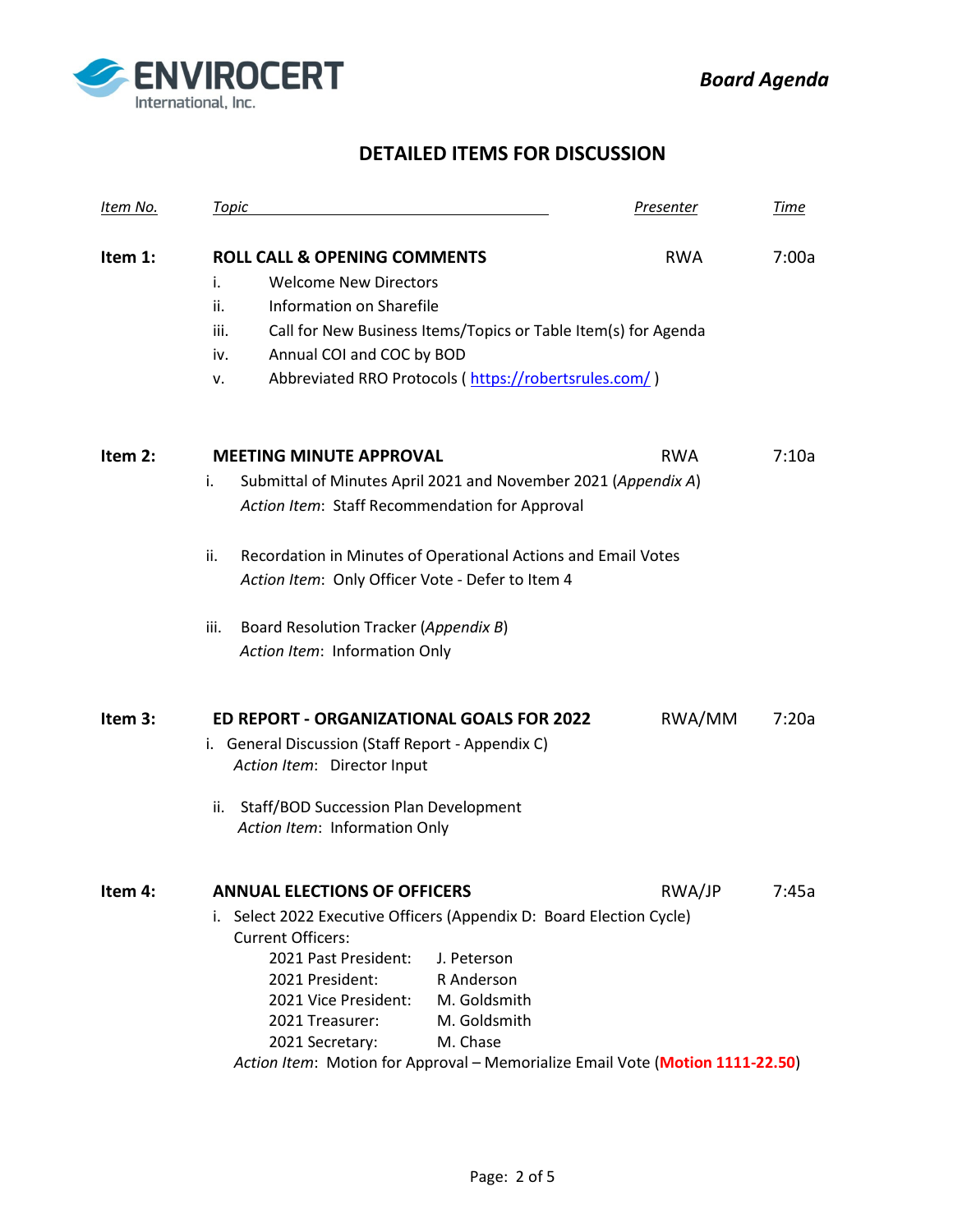ENVIROCERT International, Inc.

*Board Agenda*

## DETAILED ITEMS FOR DISCUSSION

| *Item No.* | *Topic* | *Presenter* | *Time* |
|---|---|---|---|
| **Item 1:** | **ROLL CALL & OPENING COMMENTS** | RWA | 7:00a |
| **Item 2:** | **MEETING MINUTE APPROVAL** | RWA | 7:10a |
| **Item 3:** | **ED REPORT - ORGANIZATIONAL GOALS FOR 2022** | RWA/MM | 7:20a |
| **Item 4:** | **ANNUAL ELECTIONS OF OFFICERS** | RWA/JP | 7:45a |

### Item 1: ROLL CALL & OPENING COMMENTS — RWA — 7:00a

- i. Welcome New Directors
- ii. Information on Sharefile
- iii. Call for New Business Items/Topics or Table Item(s) for Agenda
- iv. Annual COI and COC by BOD
- v. Abbreviated RRO Protocols ( https://robertsrules.com/ )

### Item 2: MEETING MINUTE APPROVAL — RWA — 7:10a

i. Submittal of Minutes April 2021 and November 2021 (*Appendix A*)
*Action Item*: Staff Recommendation for Approval

ii. Recordation in Minutes of Operational Actions and Email Votes
*Action Item*: Only Officer Vote - Defer to Item 4

iii. Board Resolution Tracker (*Appendix B*)
*Action Item*: Information Only

### Item 3: ED REPORT - ORGANIZATIONAL GOALS FOR 2022 — RWA/MM — 7:20a

i. General Discussion (Staff Report - Appendix C)
*Action Item*: Director Input

ii. Staff/BOD Succession Plan Development
*Action Item*: Information Only

### Item 4: ANNUAL ELECTIONS OF OFFICERS — RWA/JP — 7:45a

i. Select 2022 Executive Officers (Appendix D: Board Election Cycle)
Current Officers:

| | |
|---|---|
| 2021 Past President: | J. Peterson |
| 2021 President: | R Anderson |
| 2021 Vice President: | M. Goldsmith |
| 2021 Treasurer: | M. Goldsmith |
| 2021 Secretary: | M. Chase |

*Action Item*: Motion for Approval – Memorialize Email Vote (**Motion 1111-22.50**)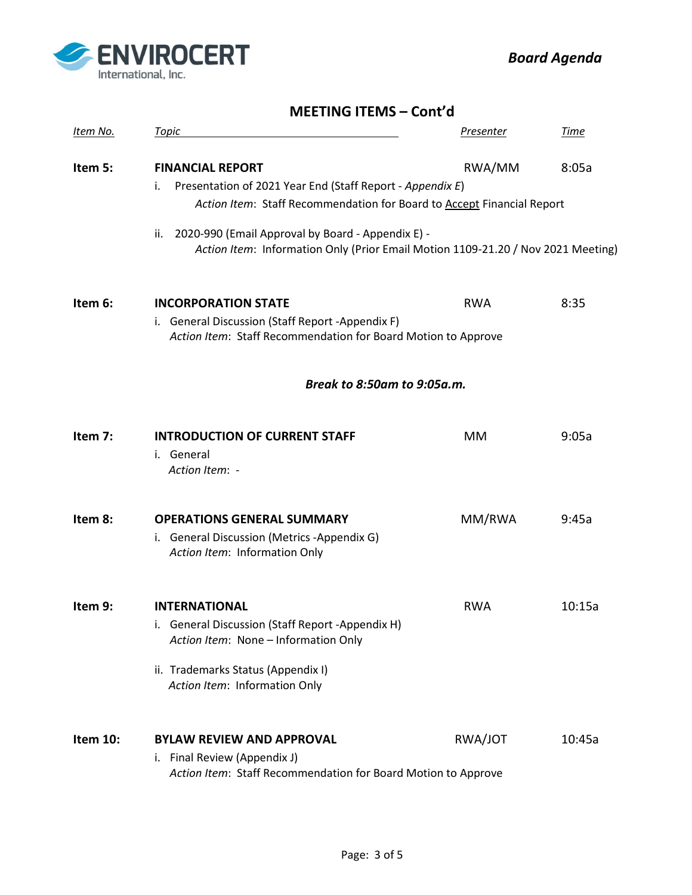## MEETING ITEMS – Cont'd

| *Item No.* | *Topic* | *Presenter* | *Time* |
|---|---|---|---|
| **Item 5:** | **FINANCIAL REPORT** | RWA/MM | 8:05a |
| | i. Presentation of 2021 Year End (Staff Report - *Appendix E*)<br>*Action Item*: Staff Recommendation for Board to Accept Financial Report | | |
| | ii. 2020-990 (Email Approval by Board - Appendix E) -<br>*Action Item*: Information Only (Prior Email Motion 1109-21.20 / Nov 2021 Meeting) | | |
| **Item 6:** | **INCORPORATION STATE** | RWA | 8:35 |
| | i. General Discussion (Staff Report -Appendix F)<br>*Action Item*: Staff Recommendation for Board Motion to Approve | | |
| | ***Break to 8:50am to 9:05a.m.*** | | |
| **Item 7:** | **INTRODUCTION OF CURRENT STAFF** | MM | 9:05a |
| | i. General<br>*Action Item*: - | | |
| **Item 8:** | **OPERATIONS GENERAL SUMMARY** | MM/RWA | 9:45a |
| | i. General Discussion (Metrics -Appendix G)<br>*Action Item*: Information Only | | |
| **Item 9:** | **INTERNATIONAL** | RWA | 10:15a |
| | i. General Discussion (Staff Report -Appendix H)<br>*Action Item*: None – Information Only | | |
| | ii. Trademarks Status (Appendix I)<br>*Action Item*: Information Only | | |
| **Item 10:** | **BYLAW REVIEW AND APPROVAL** | RWA/JOT | 10:45a |
| | i. Final Review (Appendix J)<br>*Action Item*: Staff Recommendation for Board Motion to Approve | | |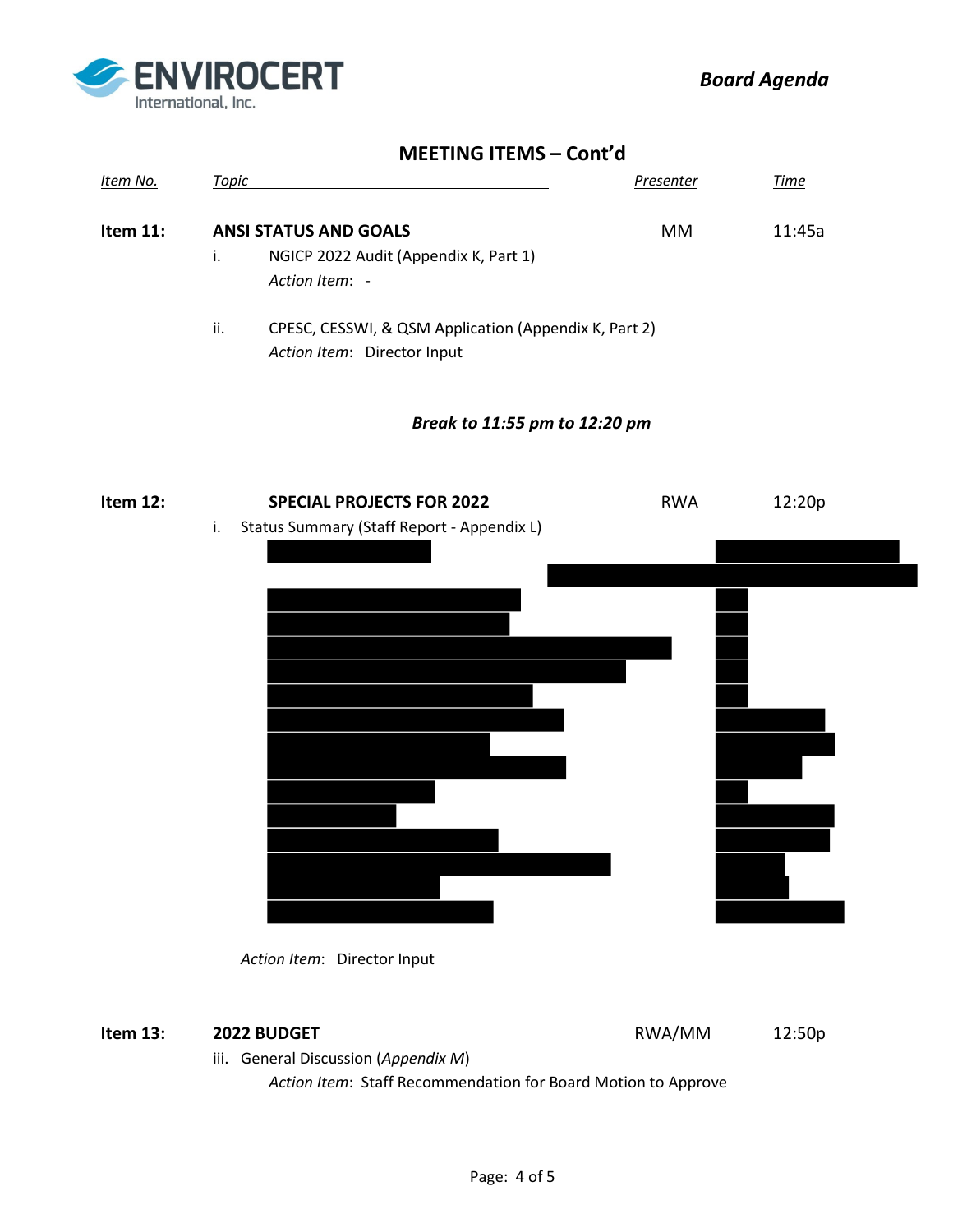## MEETING ITEMS – Cont'd

| *Item No.* | *Topic* | *Presenter* | *Time* |
|---|---|---|---|
| **Item 11:** | **ANSI STATUS AND GOALS** | MM | 11:45a |

i. NGICP 2022 Audit (Appendix K, Part 1)
*Action Item*: -

ii. CPESC, CESSWI, & QSM Application (Appendix K, Part 2)
*Action Item*: Director Input

***Break to 11:55 pm to 12:20 pm***

| | | | |
|---|---|---|---|
| **Item 12:** | **SPECIAL PROJECTS FOR 2022** | RWA | 12:20p |

i. Status Summary (Staff Report - Appendix L)

*Action Item*: Director Input

| | | | |
|---|---|---|---|
| **Item 13:** | **2022 BUDGET** | RWA/MM | 12:50p |

iii. General Discussion (*Appendix M*)
*Action Item*: Staff Recommendation for Board Motion to Approve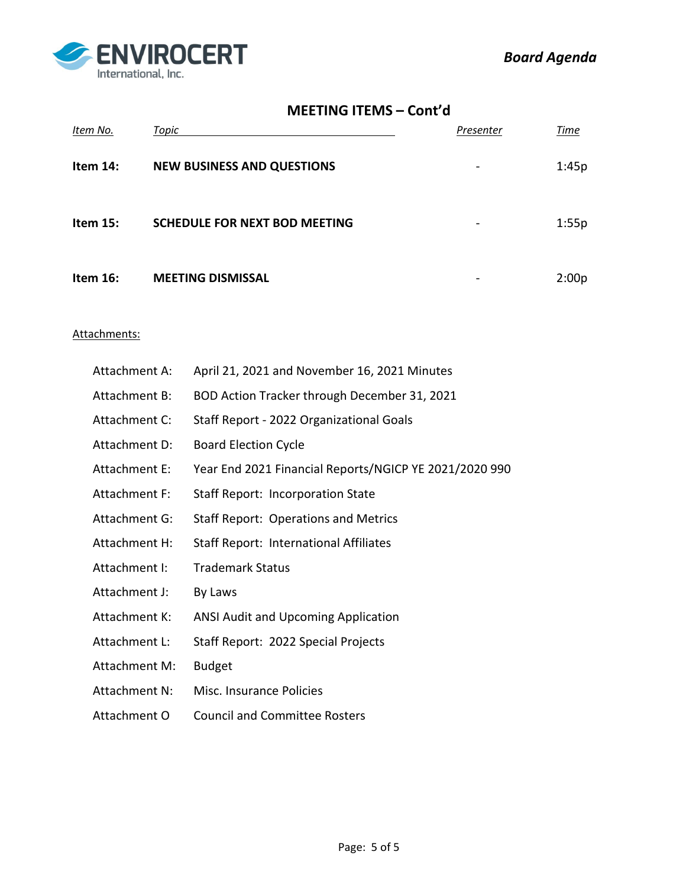## MEETING ITEMS – Cont'd

| *Item No.* | *Topic* | *Presenter* | *Time* |
|---|---|---|---|
| **Item 14:** | **NEW BUSINESS AND QUESTIONS** | - | 1:45p |
| **Item 15:** | **SCHEDULE FOR NEXT BOD MEETING** | - | 1:55p |
| **Item 16:** | **MEETING DISMISSAL** | - | 2:00p |

Attachments:

| | |
|---|---|
| Attachment A: | April 21, 2021 and November 16, 2021 Minutes |
| Attachment B: | BOD Action Tracker through December 31, 2021 |
| Attachment C: | Staff Report - 2022 Organizational Goals |
| Attachment D: | Board Election Cycle |
| Attachment E: | Year End 2021 Financial Reports/NGICP YE 2021/2020 990 |
| Attachment F: | Staff Report: Incorporation State |
| Attachment G: | Staff Report: Operations and Metrics |
| Attachment H: | Staff Report: International Affiliates |
| Attachment I: | Trademark Status |
| Attachment J: | By Laws |
| Attachment K: | ANSI Audit and Upcoming Application |
| Attachment L: | Staff Report: 2022 Special Projects |
| Attachment M: | Budget |
| Attachment N: | Misc. Insurance Policies |
| Attachment O | Council and Committee Rosters |